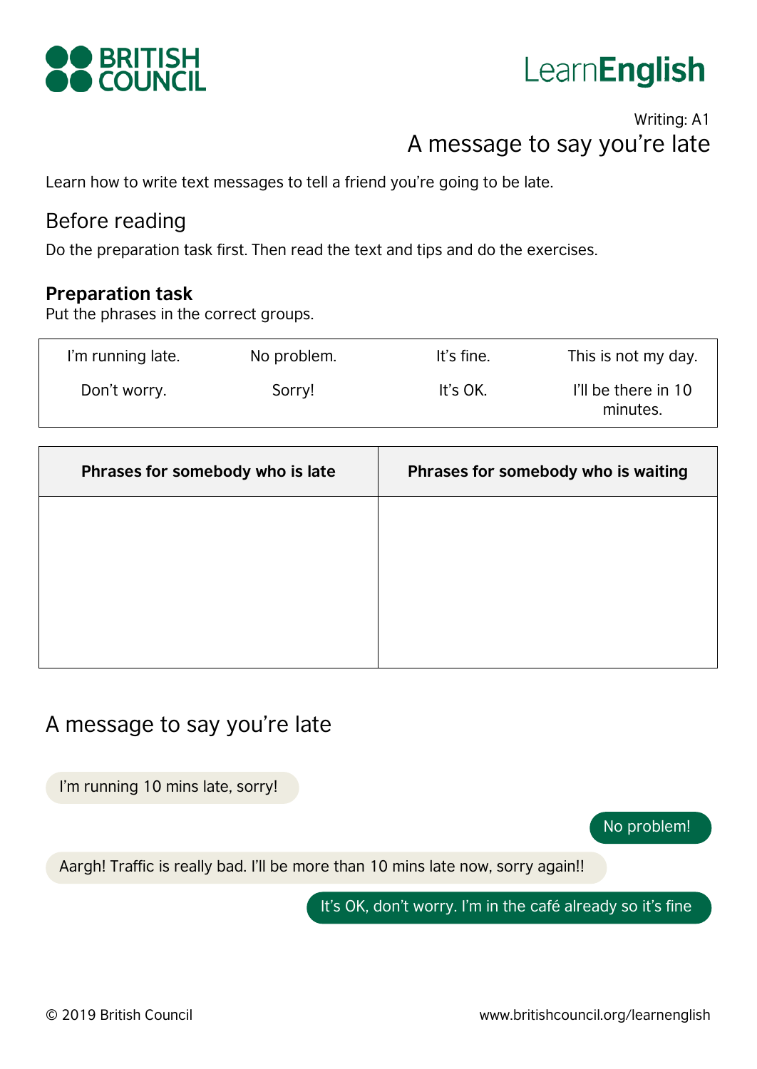Writing: A1

# A message to say you're late

Learn how to write text messages to tell a friend you're going to be late.

## Before reading

Do the preparation task first. Then read the text and tips and do the exercises.

### Preparation task

Put the phrases in the correct groups.

| | | | |
|---|---|---|---|
| I'm running late. | No problem. | It's fine. | This is not my day. |
| Don't worry. | Sorry! | It's OK. | I'll be there in 10 minutes. |

| Phrases for somebody who is late | Phrases for somebody who is waiting |
|---|---|
| | |

## A message to say you're late

I'm running 10 mins late, sorry!

No problem!

Aargh! Traffic is really bad. I'll be more than 10 mins late now, sorry again!!

It's OK, don't worry. I'm in the café already so it's fine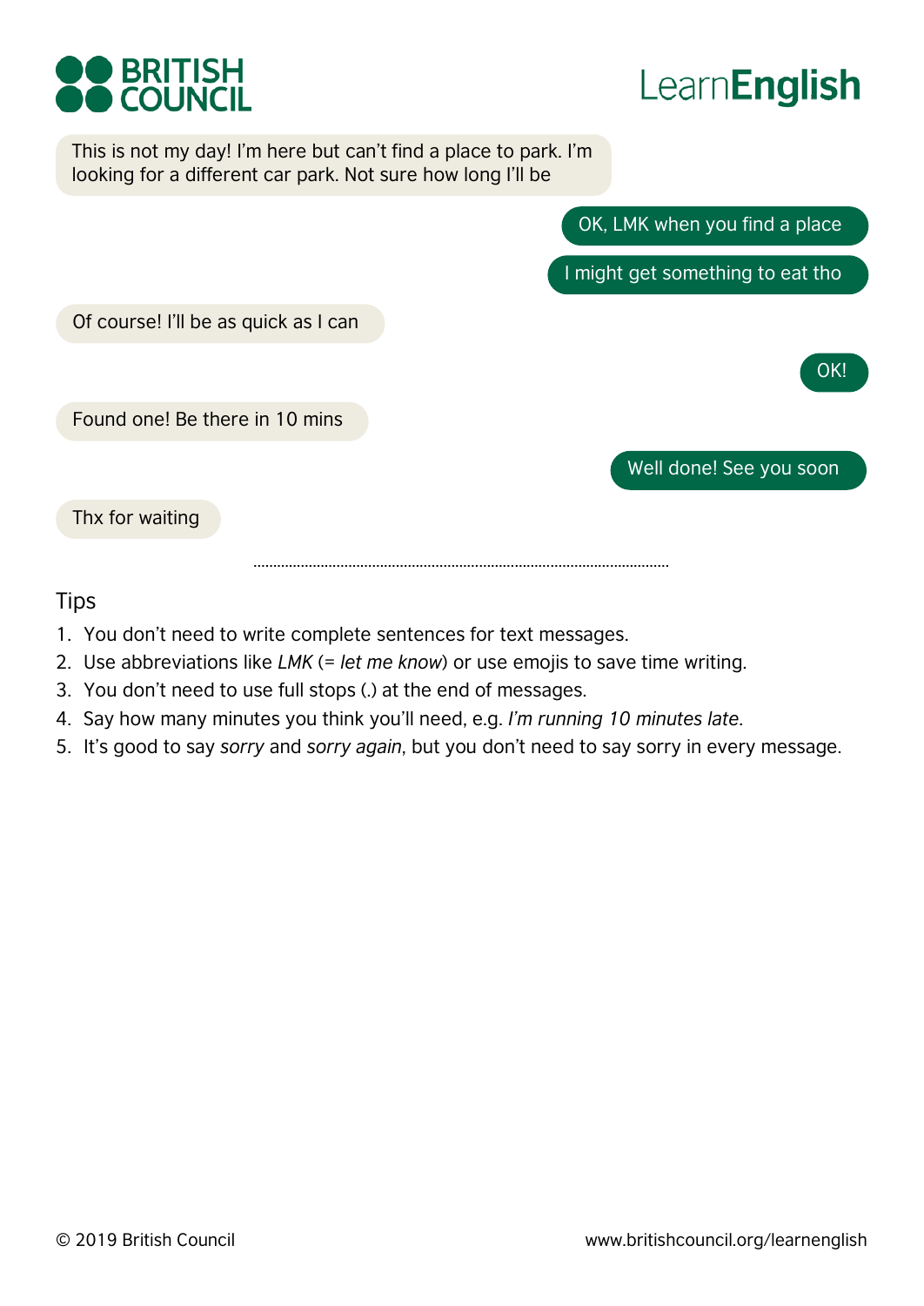This is not my day! I'm here but can't find a place to park. I'm looking for a different car park. Not sure how long I'll be

OK, LMK when you find a place

I might get something to eat tho

Of course! I'll be as quick as I can

OK!

Found one! Be there in 10 mins

Well done! See you soon

Thx for waiting

## Tips

1. You don't need to write complete sentences for text messages.
2. Use abbreviations like *LMK* (= *let me know*) or use emojis to save time writing.
3. You don't need to use full stops (.) at the end of messages.
4. Say how many minutes you think you'll need, e.g. *I'm running 10 minutes late*.
5. It's good to say *sorry* and *sorry again*, but you don't need to say sorry in every message.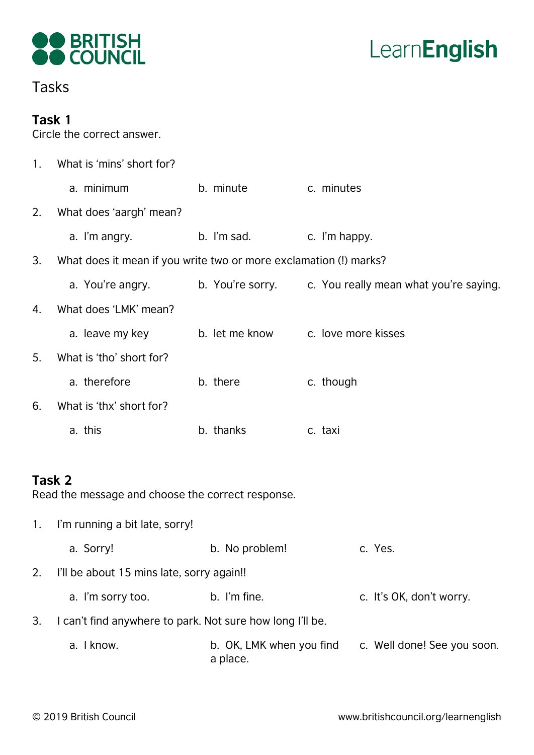# Tasks

## Task 1

Circle the correct answer.

1. What is 'mins' short for?

   a. minimum　　b. minute　　c. minutes

2. What does 'aargh' mean?

   a. I'm angry.　　b. I'm sad.　　c. I'm happy.

3. What does it mean if you write two or more exclamation (!) marks?

   a. You're angry.　　b. You're sorry.　　c. You really mean what you're saying.

4. What does 'LMK' mean?

   a. leave my key　　b. let me know　　c. love more kisses

5. What is 'tho' short for?

   a. therefore　　b. there　　c. though

6. What is 'thx' short for?

   a. this　　b. thanks　　c. taxi

## Task 2

Read the message and choose the correct response.

1. I'm running a bit late, sorry!

   a. Sorry!　　b. No problem!　　c. Yes.

2. I'll be about 15 mins late, sorry again!!

   a. I'm sorry too.　　b. I'm fine.　　c. It's OK, don't worry.

3. I can't find anywhere to park. Not sure how long I'll be.

   a. I know.　　b. OK, LMK when you find a place.　　c. Well done! See you soon.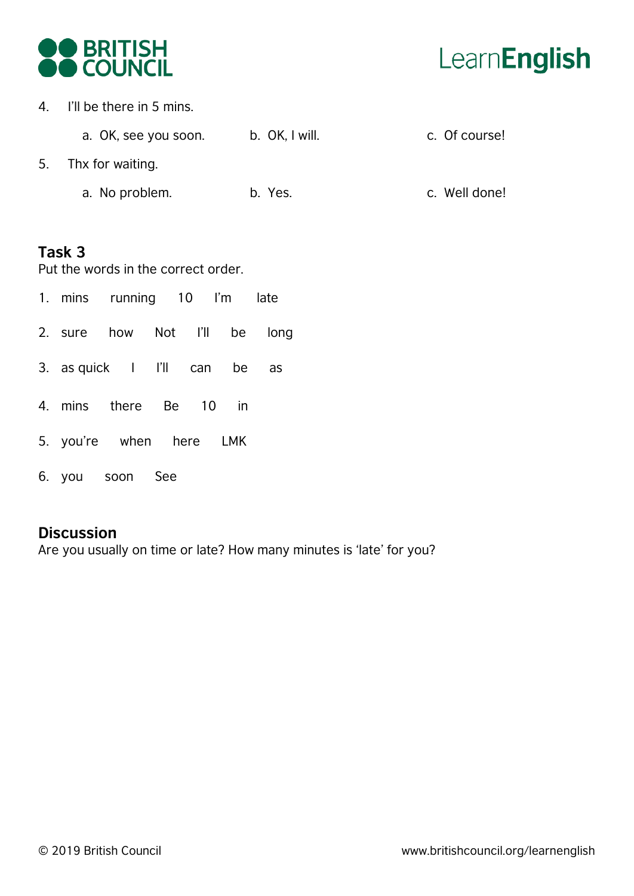4. I'll be there in 5 mins.

    a. OK, see you soon. b. OK, I will. c. Of course!

5. Thx for waiting.

    a. No problem. b. Yes. c. Well done!

## Task 3

Put the words in the correct order.

1. mins running 10 I'm late
2. sure how Not I'll be long
3. as quick I I'll can be as
4. mins there Be 10 in
5. you're when here LMK
6. you soon See

## Discussion

Are you usually on time or late? How many minutes is 'late' for you?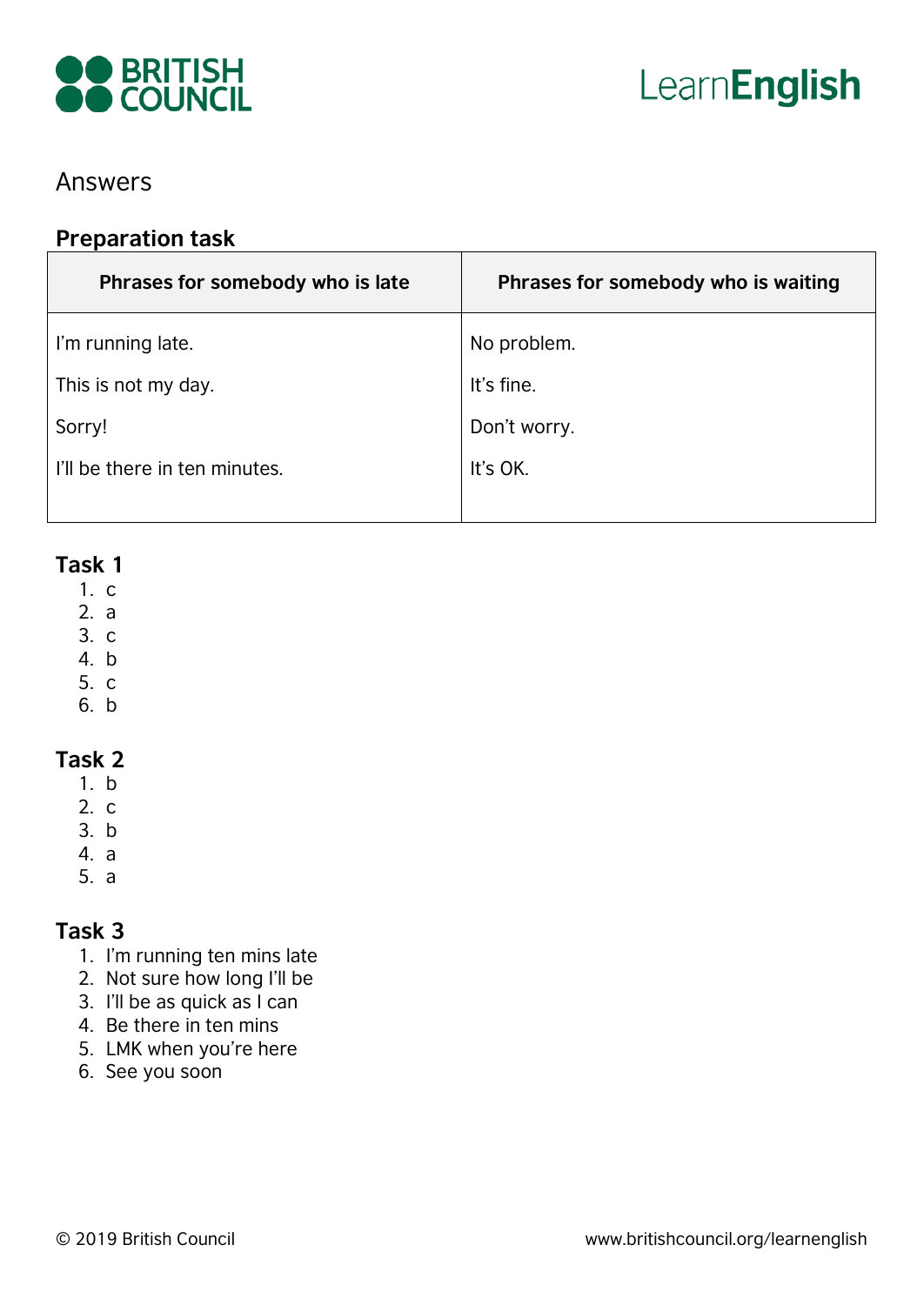## Answers

### Preparation task

| Phrases for somebody who is late | Phrases for somebody who is waiting |
|---|---|
| I'm running late. | No problem. |
| This is not my day. | It's fine. |
| Sorry! | Don't worry. |
| I'll be there in ten minutes. | It's OK. |

### Task 1

1. c
2. a
3. c
4. b
5. c
6. b

### Task 2

1. b
2. c
3. b
4. a
5. a

### Task 3

1. I'm running ten mins late
2. Not sure how long I'll be
3. I'll be as quick as I can
4. Be there in ten mins
5. LMK when you're here
6. See you soon